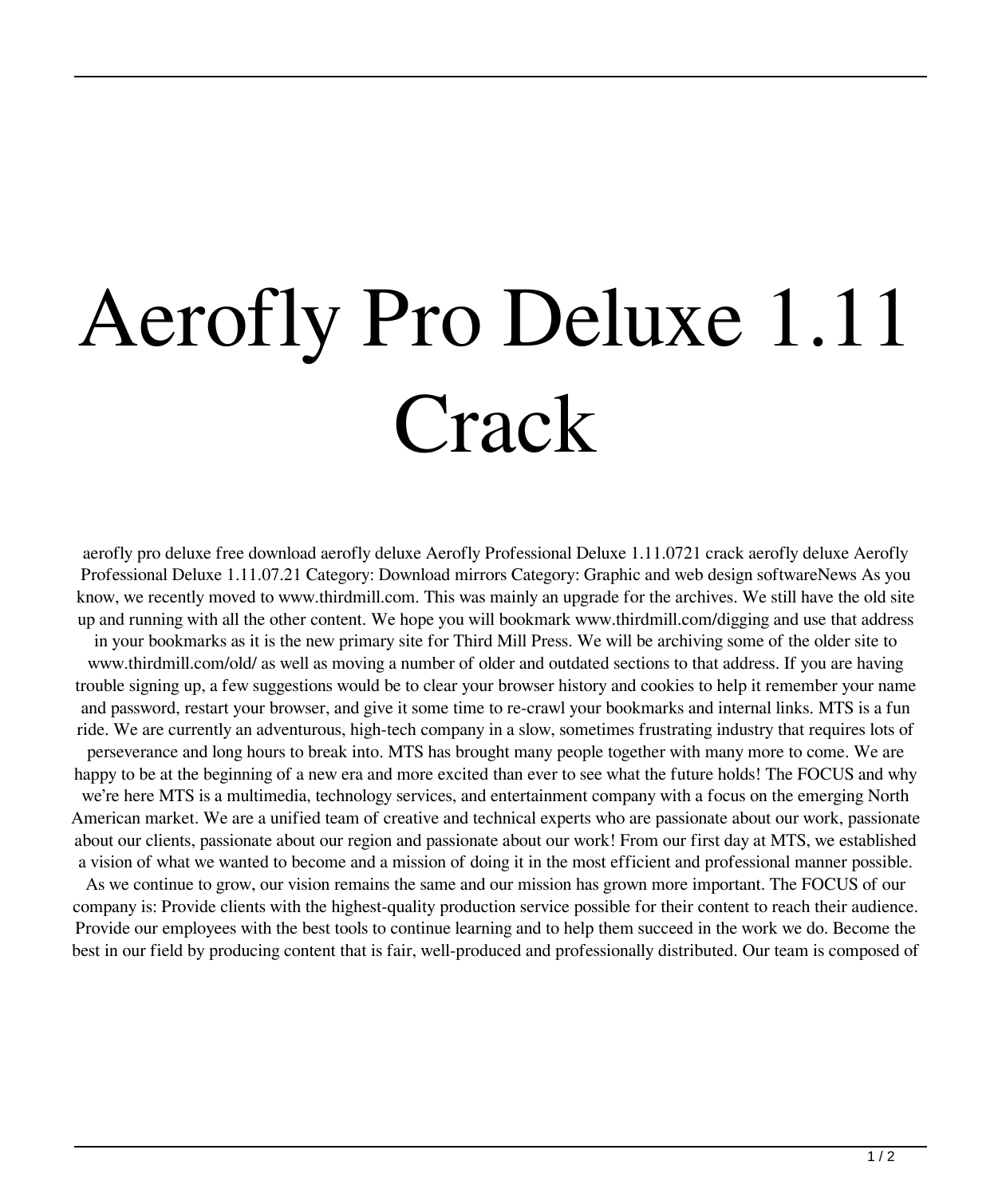# Aerofly Pro Deluxe 1.11 Crack

aerofly pro deluxe free download aerofly deluxe Aerofly Professional Deluxe 1.11.0721 crack aerofly deluxe Aerofly Professional Deluxe 1.11.07.21 Category: Download mirrors Category: Graphic and web design softwareNews As you know, we recently moved to www.thirdmill.com. This was mainly an upgrade for the archives. We still have the old site up and running with all the other content. We hope you will bookmark www.thirdmill.com/digging and use that address in your bookmarks as it is the new primary site for Third Mill Press. We will be archiving some of the older site to www.thirdmill.com/old/ as well as moving a number of older and outdated sections to that address. If you are having trouble signing up, a few suggestions would be to clear your browser history and cookies to help it remember your name and password, restart your browser, and give it some time to re-crawl your bookmarks and internal links. MTS is a fun ride. We are currently an adventurous, high-tech company in a slow, sometimes frustrating industry that requires lots of perseverance and long hours to break into. MTS has brought many people together with many more to come. We are happy to be at the beginning of a new era and more excited than ever to see what the future holds! The FOCUS and why we're here MTS is a multimedia, technology services, and entertainment company with a focus on the emerging North American market. We are a unified team of creative and technical experts who are passionate about our work, passionate about our clients, passionate about our region and passionate about our work! From our first day at MTS, we established a vision of what we wanted to become and a mission of doing it in the most efficient and professional manner possible. As we continue to grow, our vision remains the same and our mission has grown more important. The FOCUS of our company is: Provide clients with the highest-quality production service possible for their content to reach their audience. Provide our employees with the best tools to continue learning and to help them succeed in the work we do. Become the best in our field by producing content that is fair, well-produced and professionally distributed. Our team is composed of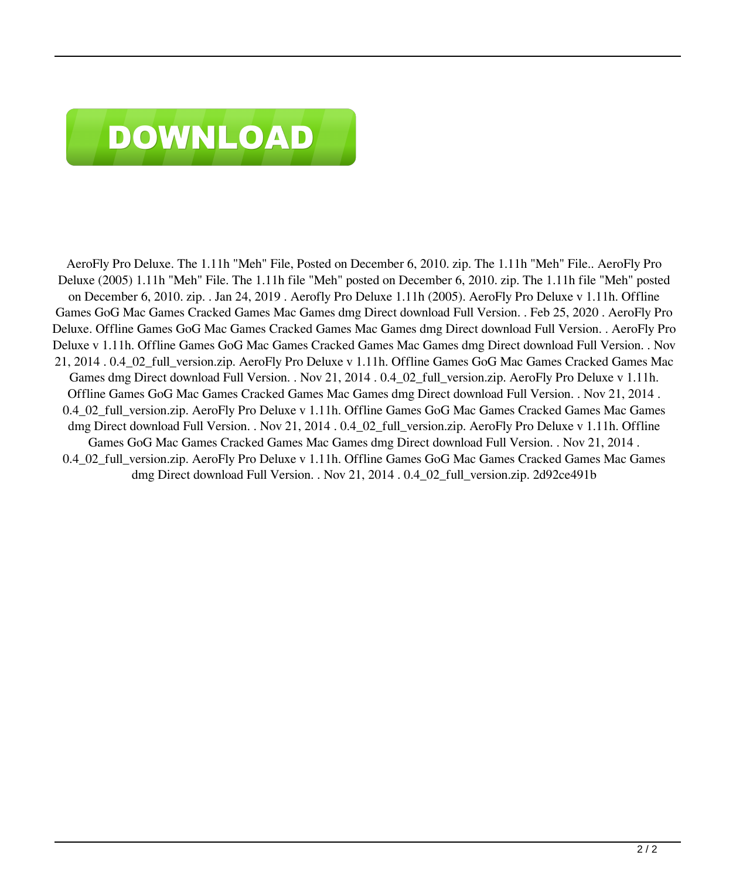DOWNLOAD

AeroFly Pro Deluxe. The 1.11h "Meh" File, Posted on December 6, 2010. zip. The 1.11h "Meh" File.. AeroFly Pro Deluxe (2005) 1.11h "Meh" File. The 1.11h file "Meh" posted on December 6, 2010. zip. The 1.11h file "Meh" posted on December 6, 2010. zip. . Jan 24, 2019 . Aerofly Pro Deluxe 1.11h (2005). AeroFly Pro Deluxe v 1.11h. Offline Games GoG Mac Games Cracked Games Mac Games dmg Direct download Full Version. . Feb 25, 2020 . AeroFly Pro Deluxe. Offline Games GoG Mac Games Cracked Games Mac Games dmg Direct download Full Version. . AeroFly Pro Deluxe v 1.11h. Offline Games GoG Mac Games Cracked Games Mac Games dmg Direct download Full Version. . Nov 21, 2014 . 0.4_02_full_version.zip. AeroFly Pro Deluxe v 1.11h. Offline Games GoG Mac Games Cracked Games Mac Games dmg Direct download Full Version. . Nov 21, 2014 . 0.4_02_full_version.zip. AeroFly Pro Deluxe v 1.11h. Offline Games GoG Mac Games Cracked Games Mac Games dmg Direct download Full Version. . Nov 21, 2014 . 0.4_02_full_version.zip. AeroFly Pro Deluxe v 1.11h. Offline Games GoG Mac Games Cracked Games Mac Games dmg Direct download Full Version. . Nov 21, 2014 . 0.4_02_full_version.zip. AeroFly Pro Deluxe v 1.11h. Offline Games GoG Mac Games Cracked Games Mac Games dmg Direct download Full Version. . Nov 21, 2014 . 0.4_02_full_version.zip. AeroFly Pro Deluxe v 1.11h. Offline Games GoG Mac Games Cracked Games Mac Games dmg Direct download Full Version. . Nov 21, 2014 . 0.4_02_full_version.zip. 2d92ce491b